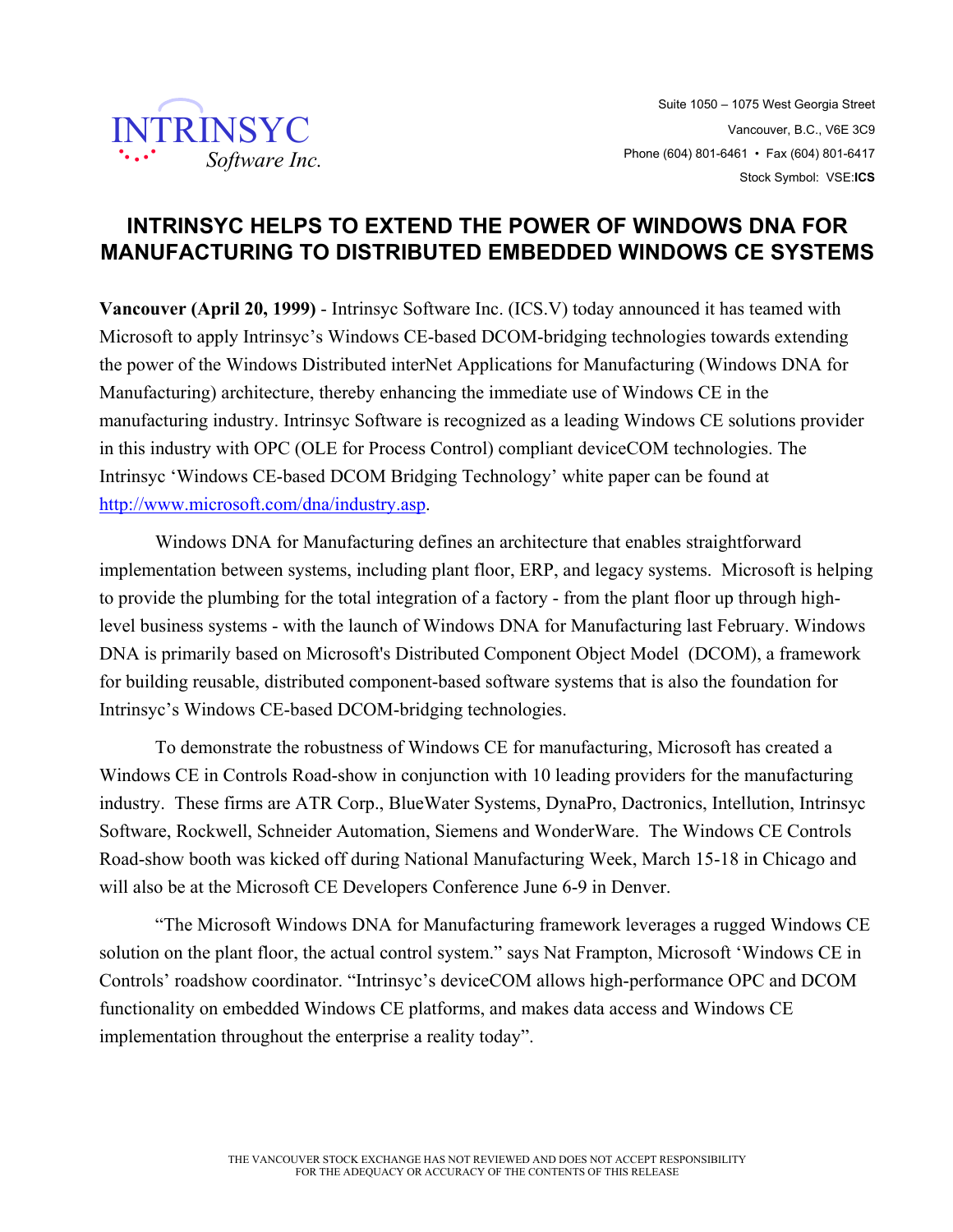INTRINSYC
Software Inc.

Suite 1050 – 1075 West Georgia Street
Vancouver, B.C., V6E 3C9
Phone (604) 801-6461 • Fax (604) 801-6417
Stock Symbol: VSE:**ICS**

# INTRINSYC HELPS TO EXTEND THE POWER OF WINDOWS DNA FOR MANUFACTURING TO DISTRIBUTED EMBEDDED WINDOWS CE SYSTEMS

**Vancouver (April 20, 1999)** - Intrinsyc Software Inc. (ICS.V) today announced it has teamed with Microsoft to apply Intrinsyc's Windows CE-based DCOM-bridging technologies towards extending the power of the Windows Distributed interNet Applications for Manufacturing (Windows DNA for Manufacturing) architecture, thereby enhancing the immediate use of Windows CE in the manufacturing industry. Intrinsyc Software is recognized as a leading Windows CE solutions provider in this industry with OPC (OLE for Process Control) compliant deviceCOM technologies. The Intrinsyc 'Windows CE-based DCOM Bridging Technology' white paper can be found at http://www.microsoft.com/dna/industry.asp.

Windows DNA for Manufacturing defines an architecture that enables straightforward implementation between systems, including plant floor, ERP, and legacy systems. Microsoft is helping to provide the plumbing for the total integration of a factory - from the plant floor up through high-level business systems - with the launch of Windows DNA for Manufacturing last February. Windows DNA is primarily based on Microsoft's Distributed Component Object Model (DCOM), a framework for building reusable, distributed component-based software systems that is also the foundation for Intrinsyc's Windows CE-based DCOM-bridging technologies.

To demonstrate the robustness of Windows CE for manufacturing, Microsoft has created a Windows CE in Controls Road-show in conjunction with 10 leading providers for the manufacturing industry. These firms are ATR Corp., BlueWater Systems, DynaPro, Dactronics, Intellution, Intrinsyc Software, Rockwell, Schneider Automation, Siemens and WonderWare. The Windows CE Controls Road-show booth was kicked off during National Manufacturing Week, March 15-18 in Chicago and will also be at the Microsoft CE Developers Conference June 6-9 in Denver.

"The Microsoft Windows DNA for Manufacturing framework leverages a rugged Windows CE solution on the plant floor, the actual control system." says Nat Frampton, Microsoft 'Windows CE in Controls' roadshow coordinator. "Intrinsyc's deviceCOM allows high-performance OPC and DCOM functionality on embedded Windows CE platforms, and makes data access and Windows CE implementation throughout the enterprise a reality today".

THE VANCOUVER STOCK EXCHANGE HAS NOT REVIEWED AND DOES NOT ACCEPT RESPONSIBILITY FOR THE ADEQUACY OR ACCURACY OF THE CONTENTS OF THIS RELEASE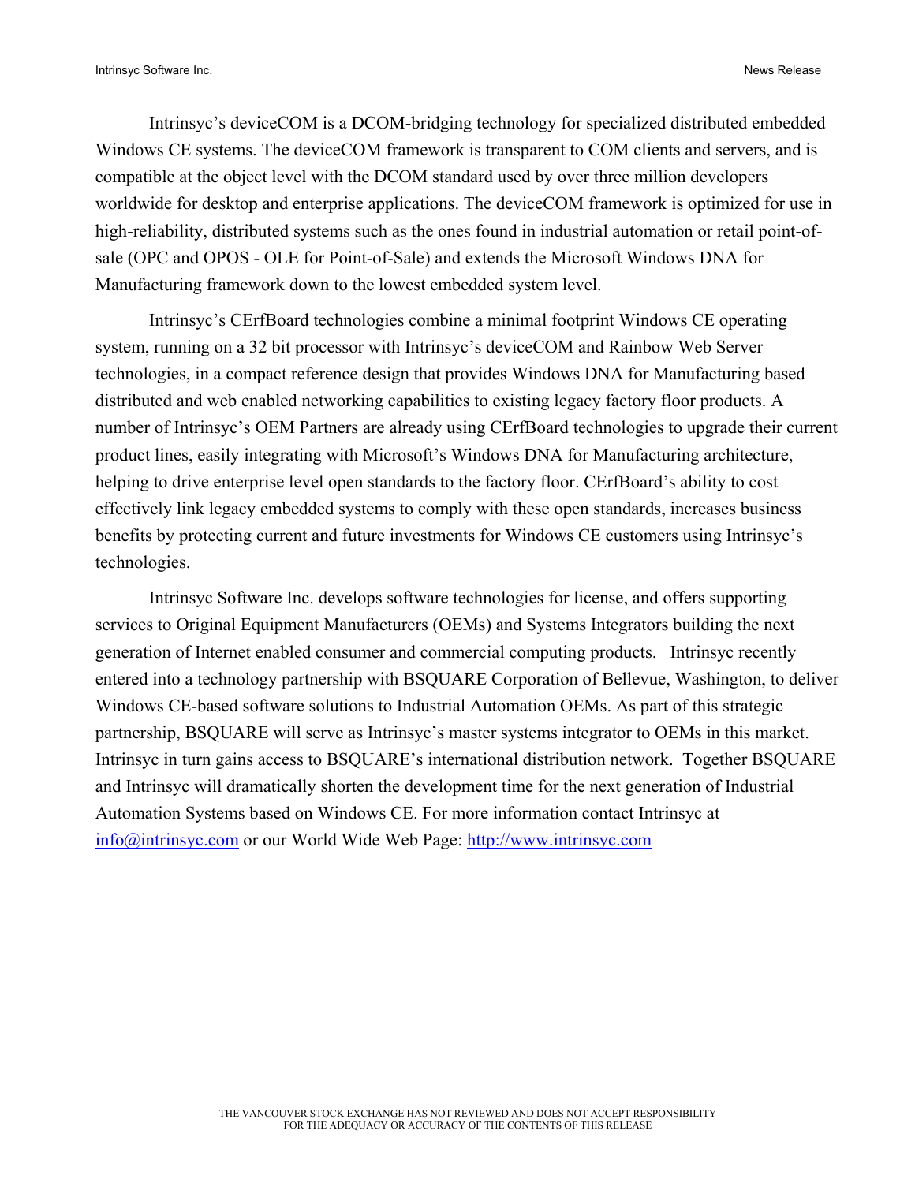Intrinsyc's deviceCOM is a DCOM-bridging technology for specialized distributed embedded Windows CE systems. The deviceCOM framework is transparent to COM clients and servers, and is compatible at the object level with the DCOM standard used by over three million developers worldwide for desktop and enterprise applications. The deviceCOM framework is optimized for use in high-reliability, distributed systems such as the ones found in industrial automation or retail point-of-sale (OPC and OPOS - OLE for Point-of-Sale) and extends the Microsoft Windows DNA for Manufacturing framework down to the lowest embedded system level.

Intrinsyc's CErfBoard technologies combine a minimal footprint Windows CE operating system, running on a 32 bit processor with Intrinsyc's deviceCOM and Rainbow Web Server technologies, in a compact reference design that provides Windows DNA for Manufacturing based distributed and web enabled networking capabilities to existing legacy factory floor products. A number of Intrinsyc's OEM Partners are already using CErfBoard technologies to upgrade their current product lines, easily integrating with Microsoft's Windows DNA for Manufacturing architecture, helping to drive enterprise level open standards to the factory floor. CErfBoard's ability to cost effectively link legacy embedded systems to comply with these open standards, increases business benefits by protecting current and future investments for Windows CE customers using Intrinsyc's technologies.

Intrinsyc Software Inc. develops software technologies for license, and offers supporting services to Original Equipment Manufacturers (OEMs) and Systems Integrators building the next generation of Internet enabled consumer and commercial computing products. Intrinsyc recently entered into a technology partnership with BSQUARE Corporation of Bellevue, Washington, to deliver Windows CE-based software solutions to Industrial Automation OEMs. As part of this strategic partnership, BSQUARE will serve as Intrinsyc's master systems integrator to OEMs in this market. Intrinsyc in turn gains access to BSQUARE's international distribution network. Together BSQUARE and Intrinsyc will dramatically shorten the development time for the next generation of Industrial Automation Systems based on Windows CE. For more information contact Intrinsyc at info@intrinsyc.com or our World Wide Web Page: http://www.intrinsyc.com

THE VANCOUVER STOCK EXCHANGE HAS NOT REVIEWED AND DOES NOT ACCEPT RESPONSIBILITY FOR THE ADEQUACY OR ACCURACY OF THE CONTENTS OF THIS RELEASE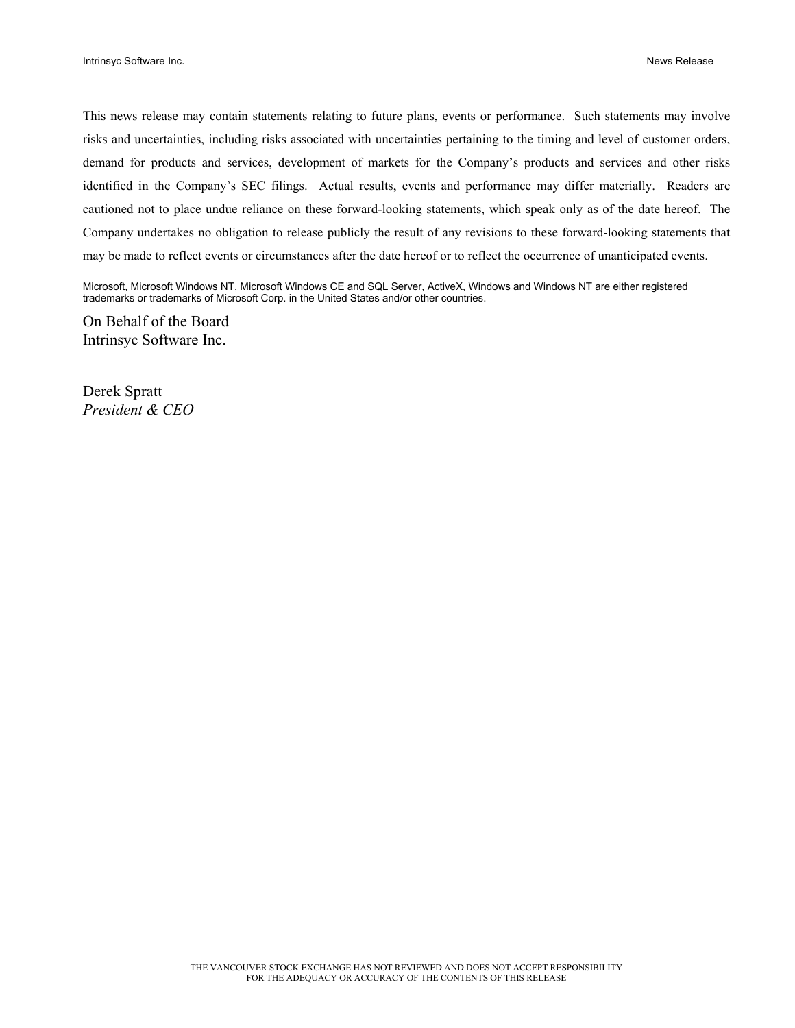This news release may contain statements relating to future plans, events or performance. Such statements may involve risks and uncertainties, including risks associated with uncertainties pertaining to the timing and level of customer orders, demand for products and services, development of markets for the Company's products and services and other risks identified in the Company's SEC filings. Actual results, events and performance may differ materially. Readers are cautioned not to place undue reliance on these forward-looking statements, which speak only as of the date hereof. The Company undertakes no obligation to release publicly the result of any revisions to these forward-looking statements that may be made to reflect events or circumstances after the date hereof or to reflect the occurrence of unanticipated events.

Microsoft, Microsoft Windows NT, Microsoft Windows CE and SQL Server, ActiveX, Windows and Windows NT are either registered trademarks or trademarks of Microsoft Corp. in the United States and/or other countries.

On Behalf of the Board
Intrinsyc Software Inc.

Derek Spratt
*President & CEO*

THE VANCOUVER STOCK EXCHANGE HAS NOT REVIEWED AND DOES NOT ACCEPT RESPONSIBILITY FOR THE ADEQUACY OR ACCURACY OF THE CONTENTS OF THIS RELEASE